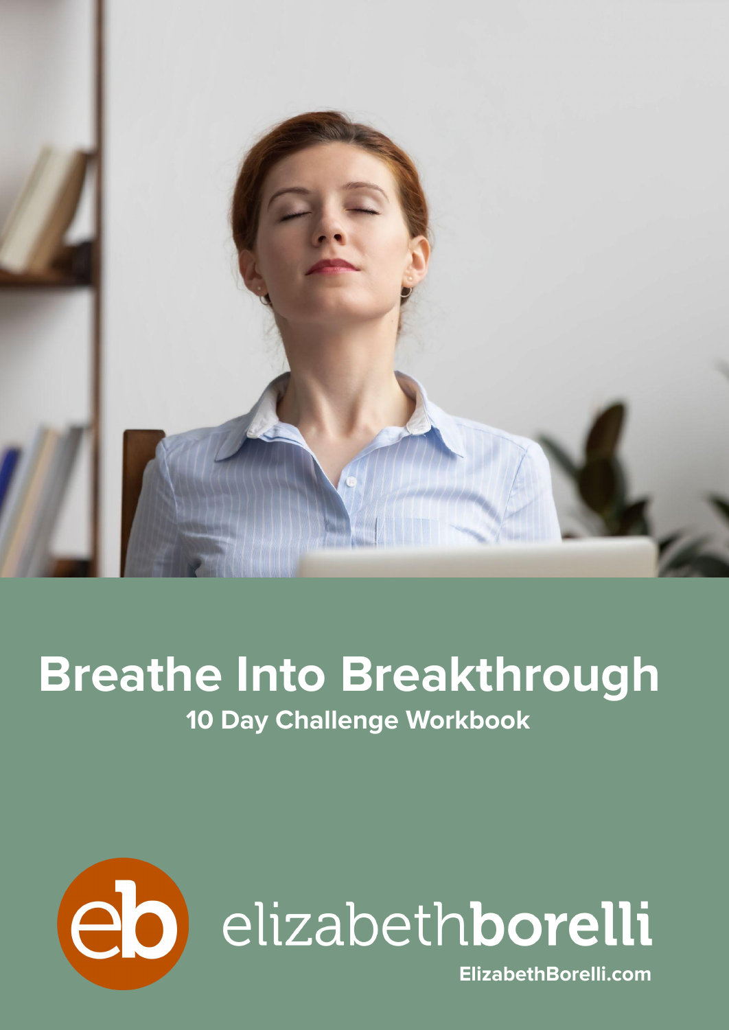# Breathe Into Breakthrough

**10 Day Challenge Workbook**

elizabethborelli

**ElizabethBorelli.com**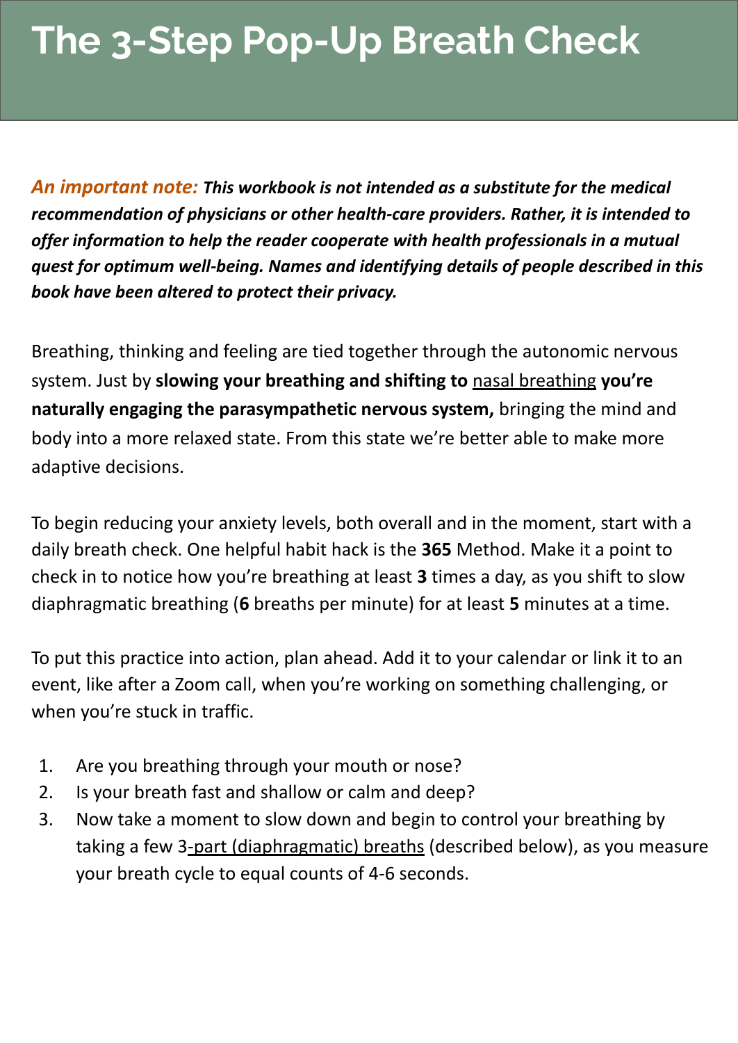# The 3-Step Pop-Up Breath Check

***An important note:*** ***This workbook is not intended as a substitute for the medical recommendation of physicians or other health-care providers. Rather, it is intended to offer information to help the reader cooperate with health professionals in a mutual quest for optimum well-being. Names and identifying details of people described in this book have been altered to protect their privacy.***

Breathing, thinking and feeling are tied together through the autonomic nervous system. Just by **slowing your breathing and shifting to** nasal breathing **you're naturally engaging the parasympathetic nervous system,** bringing the mind and body into a more relaxed state. From this state we're better able to make more adaptive decisions.

To begin reducing your anxiety levels, both overall and in the moment, start with a daily breath check. One helpful habit hack is the **365** Method. Make it a point to check in to notice how you're breathing at least **3** times a day, as you shift to slow diaphragmatic breathing (**6** breaths per minute) for at least **5** minutes at a time.

To put this practice into action, plan ahead. Add it to your calendar or link it to an event, like after a Zoom call, when you're working on something challenging, or when you're stuck in traffic.

1. Are you breathing through your mouth or nose?
2. Is your breath fast and shallow or calm and deep?
3. Now take a moment to slow down and begin to control your breathing by taking a few 3-part (diaphragmatic) breaths (described below), as you measure your breath cycle to equal counts of 4-6 seconds.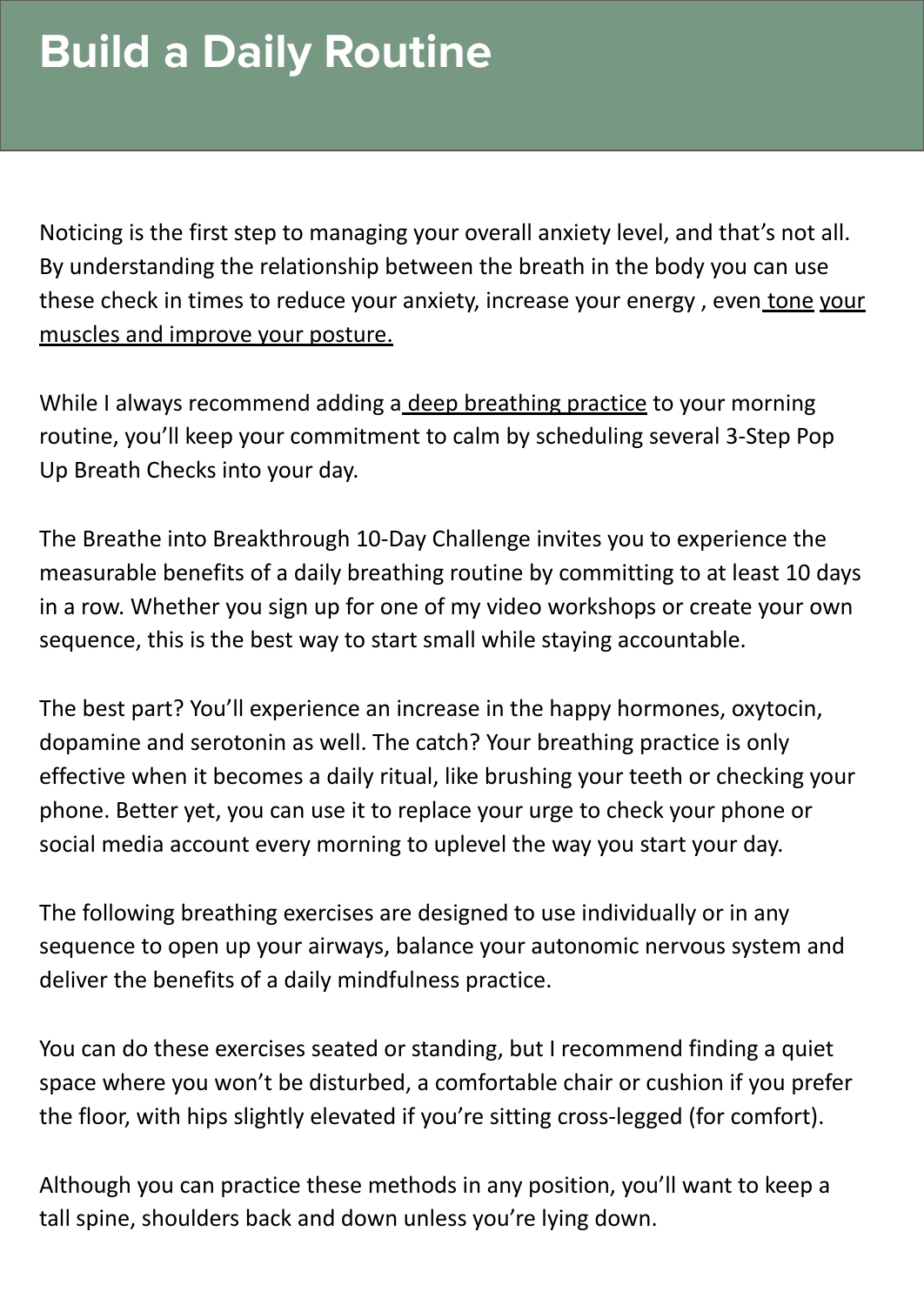# Build a Daily Routine

Noticing is the first step to managing your overall anxiety level, and that's not all. By understanding the relationship between the breath in the body you can use these check in times to reduce your anxiety, increase your energy , even tone your muscles and improve your posture.

While I always recommend adding a deep breathing practice to your morning routine, you'll keep your commitment to calm by scheduling several 3-Step Pop Up Breath Checks into your day.

The Breathe into Breakthrough 10-Day Challenge invites you to experience the measurable benefits of a daily breathing routine by committing to at least 10 days in a row. Whether you sign up for one of my video workshops or create your own sequence, this is the best way to start small while staying accountable.

The best part? You'll experience an increase in the happy hormones, oxytocin, dopamine and serotonin as well. The catch? Your breathing practice is only effective when it becomes a daily ritual, like brushing your teeth or checking your phone. Better yet, you can use it to replace your urge to check your phone or social media account every morning to uplevel the way you start your day.

The following breathing exercises are designed to use individually or in any sequence to open up your airways, balance your autonomic nervous system and deliver the benefits of a daily mindfulness practice.

You can do these exercises seated or standing, but I recommend finding a quiet space where you won't be disturbed, a comfortable chair or cushion if you prefer the floor, with hips slightly elevated if you're sitting cross-legged (for comfort).

Although you can practice these methods in any position, you'll want to keep a tall spine, shoulders back and down unless you're lying down.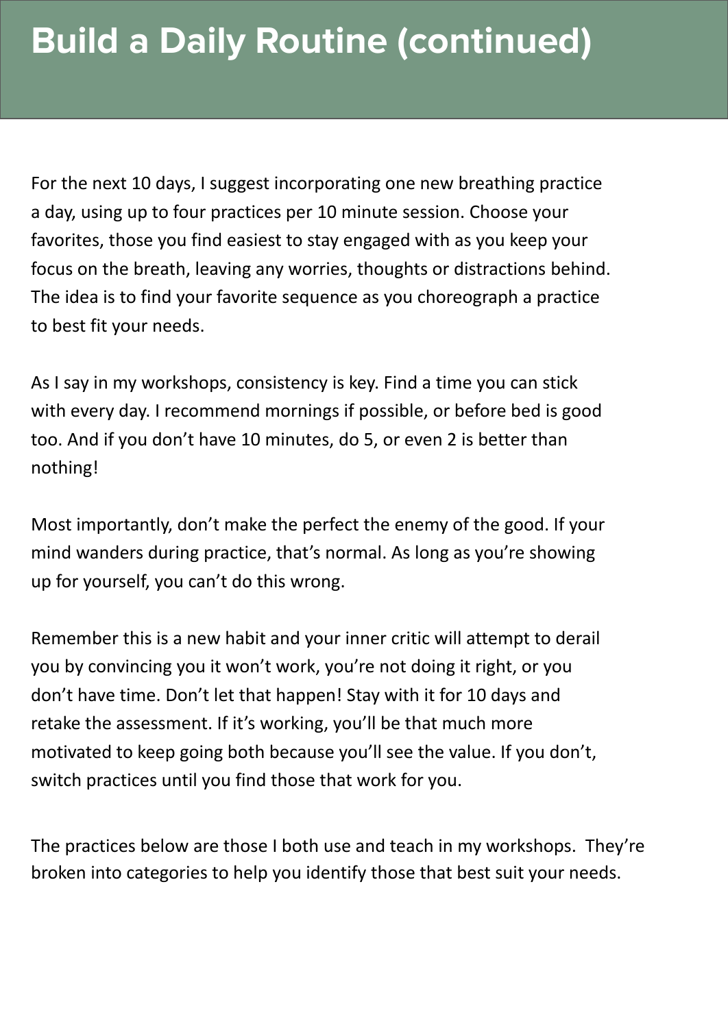# Build a Daily Routine (continued)

For the next 10 days, I suggest incorporating one new breathing practice a day, using up to four practices per 10 minute session. Choose your favorites, those you find easiest to stay engaged with as you keep your focus on the breath, leaving any worries, thoughts or distractions behind. The idea is to find your favorite sequence as you choreograph a practice to best fit your needs.

As I say in my workshops, consistency is key. Find a time you can stick with every day. I recommend mornings if possible, or before bed is good too. And if you don't have 10 minutes, do 5, or even 2 is better than nothing!

Most importantly, don't make the perfect the enemy of the good. If your mind wanders during practice, that's normal. As long as you're showing up for yourself, you can't do this wrong.

Remember this is a new habit and your inner critic will attempt to derail you by convincing you it won't work, you're not doing it right, or you don't have time. Don't let that happen! Stay with it for 10 days and retake the assessment. If it's working, you'll be that much more motivated to keep going both because you'll see the value. If you don't, switch practices until you find those that work for you.

The practices below are those I both use and teach in my workshops. They're broken into categories to help you identify those that best suit your needs.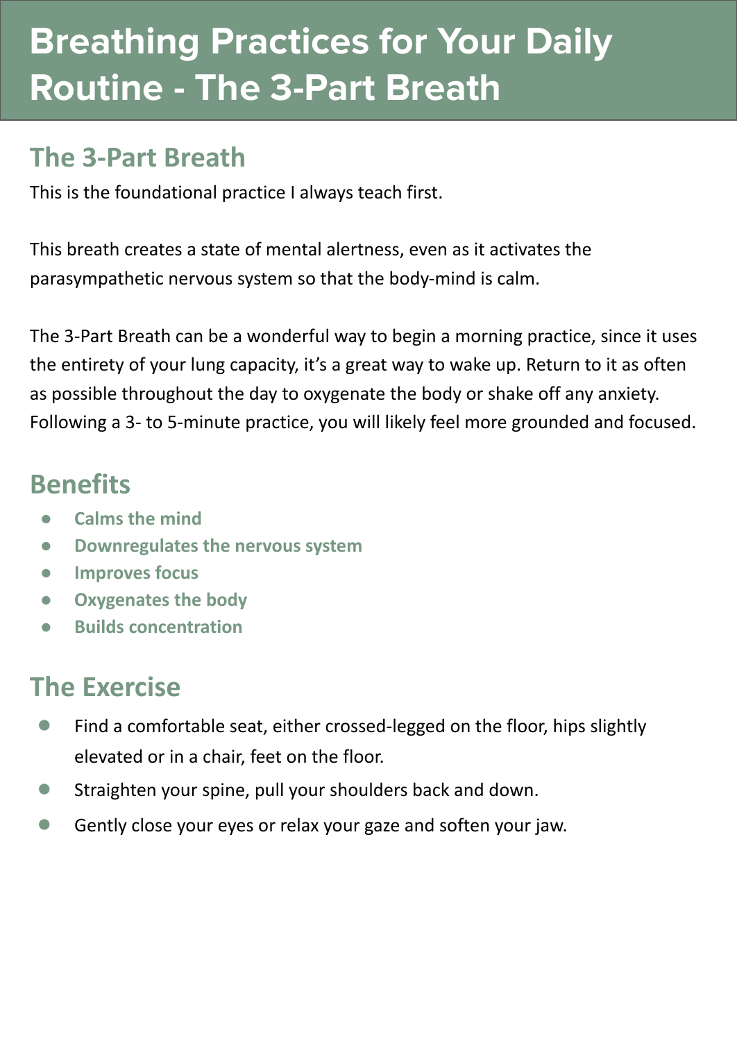# Breathing Practices for Your Daily Routine - The 3-Part Breath

## The 3-Part Breath

This is the foundational practice I always teach first.

This breath creates a state of mental alertness, even as it activates the parasympathetic nervous system so that the body-mind is calm.

The 3-Part Breath can be a wonderful way to begin a morning practice, since it uses the entirety of your lung capacity, it's a great way to wake up. Return to it as often as possible throughout the day to oxygenate the body or shake off any anxiety. Following a 3- to 5-minute practice, you will likely feel more grounded and focused.

## Benefits

- **Calms the mind**
- **Downregulates the nervous system**
- **Improves focus**
- **Oxygenates the body**
- **Builds concentration**

## The Exercise

- Find a comfortable seat, either crossed-legged on the floor, hips slightly elevated or in a chair, feet on the floor.
- Straighten your spine, pull your shoulders back and down.
- Gently close your eyes or relax your gaze and soften your jaw.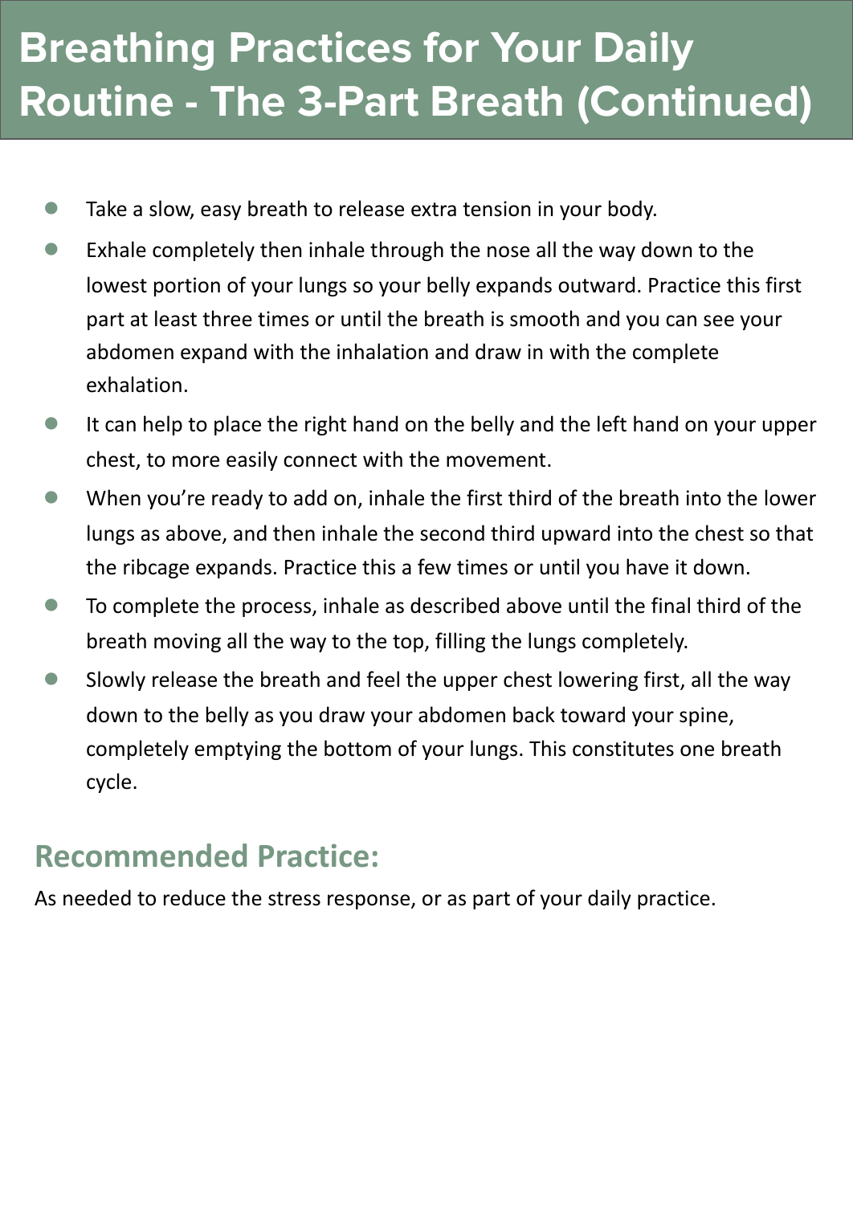# Breathing Practices for Your Daily Routine - The 3-Part Breath (Continued)

- Take a slow, easy breath to release extra tension in your body.
- Exhale completely then inhale through the nose all the way down to the lowest portion of your lungs so your belly expands outward. Practice this first part at least three times or until the breath is smooth and you can see your abdomen expand with the inhalation and draw in with the complete exhalation.
- It can help to place the right hand on the belly and the left hand on your upper chest, to more easily connect with the movement.
- When you're ready to add on, inhale the first third of the breath into the lower lungs as above, and then inhale the second third upward into the chest so that the ribcage expands. Practice this a few times or until you have it down.
- To complete the process, inhale as described above until the final third of the breath moving all the way to the top, filling the lungs completely.
- Slowly release the breath and feel the upper chest lowering first, all the way down to the belly as you draw your abdomen back toward your spine, completely emptying the bottom of your lungs. This constitutes one breath cycle.

## Recommended Practice:

As needed to reduce the stress response, or as part of your daily practice.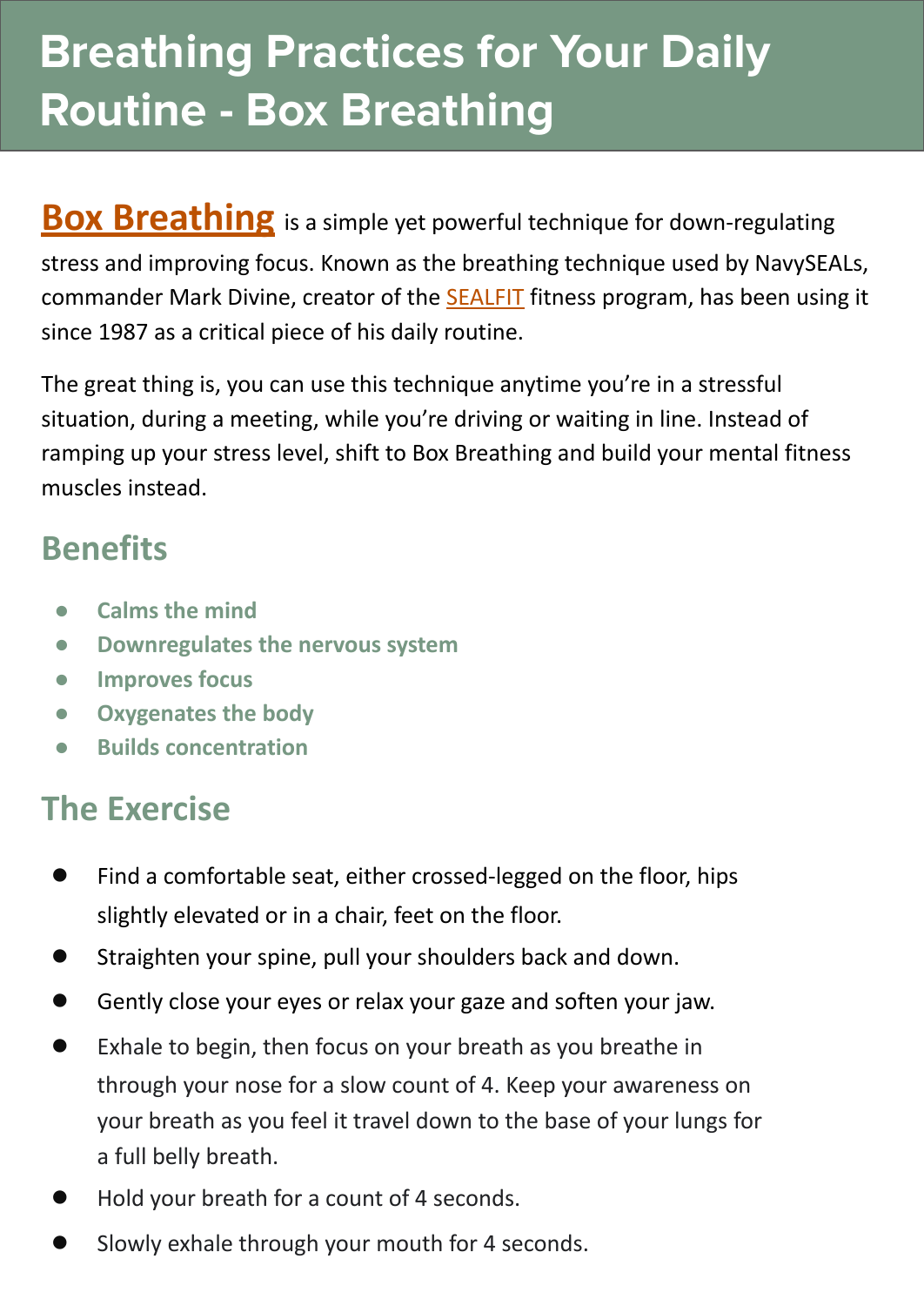# Breathing Practices for Your Daily Routine - Box Breathing

**Box Breathing** is a simple yet powerful technique for down-regulating stress and improving focus. Known as the breathing technique used by NavySEALs, commander Mark Divine, creator of the SEALFIT fitness program, has been using it since 1987 as a critical piece of his daily routine.

The great thing is, you can use this technique anytime you're in a stressful situation, during a meeting, while you're driving or waiting in line. Instead of ramping up your stress level, shift to Box Breathing and build your mental fitness muscles instead.

## Benefits

- **Calms the mind**
- **Downregulates the nervous system**
- **Improves focus**
- **Oxygenates the body**
- **Builds concentration**

## The Exercise

- Find a comfortable seat, either crossed-legged on the floor, hips slightly elevated or in a chair, feet on the floor.
- Straighten your spine, pull your shoulders back and down.
- Gently close your eyes or relax your gaze and soften your jaw.
- Exhale to begin, then focus on your breath as you breathe in through your nose for a slow count of 4. Keep your awareness on your breath as you feel it travel down to the base of your lungs for a full belly breath.
- Hold your breath for a count of 4 seconds.
- Slowly exhale through your mouth for 4 seconds.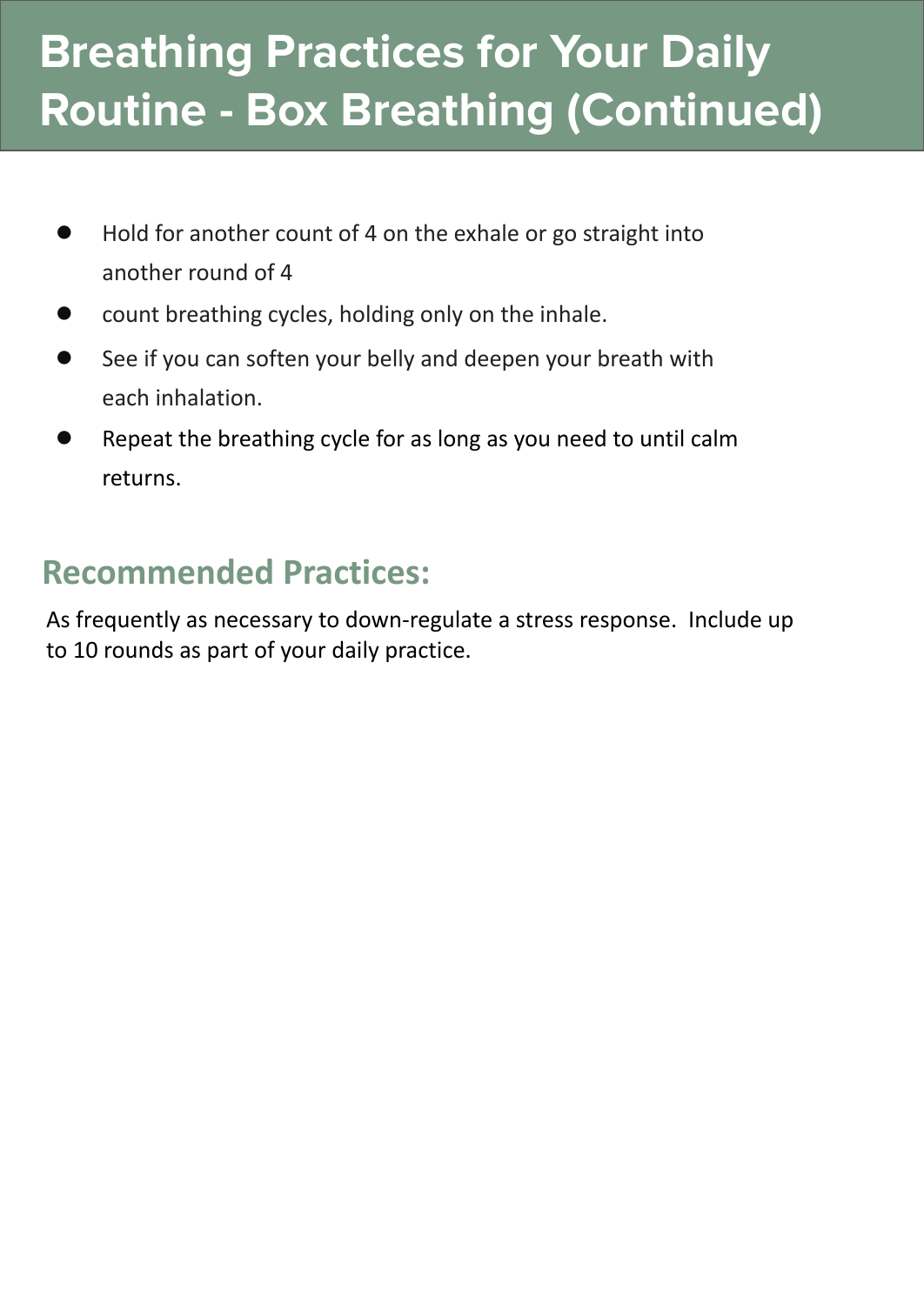# Breathing Practices for Your Daily Routine - Box Breathing (Continued)

- Hold for another count of 4 on the exhale or go straight into another round of 4
- count breathing cycles, holding only on the inhale.
- See if you can soften your belly and deepen your breath with each inhalation.
- Repeat the breathing cycle for as long as you need to until calm returns.

## Recommended Practices:

As frequently as necessary to down-regulate a stress response. Include up to 10 rounds as part of your daily practice.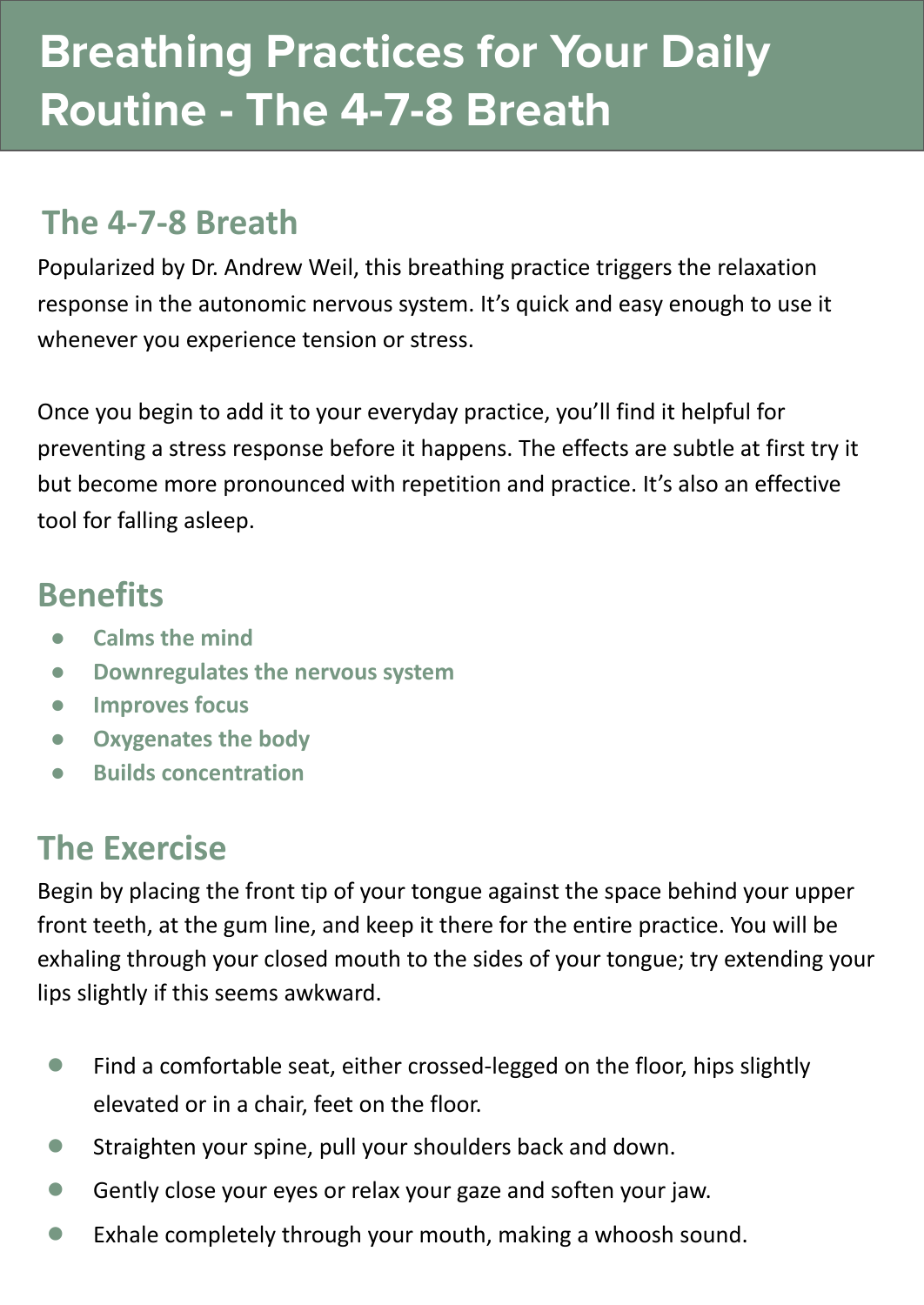# Breathing Practices for Your Daily Routine - The 4-7-8 Breath

## The 4-7-8 Breath

Popularized by Dr. Andrew Weil, this breathing practice triggers the relaxation response in the autonomic nervous system. It's quick and easy enough to use it whenever you experience tension or stress.

Once you begin to add it to your everyday practice, you'll find it helpful for preventing a stress response before it happens. The effects are subtle at first try it but become more pronounced with repetition and practice. It's also an effective tool for falling asleep.

## Benefits

- **Calms the mind**
- **Downregulates the nervous system**
- **Improves focus**
- **Oxygenates the body**
- **Builds concentration**

## The Exercise

Begin by placing the front tip of your tongue against the space behind your upper front teeth, at the gum line, and keep it there for the entire practice. You will be exhaling through your closed mouth to the sides of your tongue; try extending your lips slightly if this seems awkward.

- Find a comfortable seat, either crossed-legged on the floor, hips slightly elevated or in a chair, feet on the floor.
- Straighten your spine, pull your shoulders back and down.
- Gently close your eyes or relax your gaze and soften your jaw.
- Exhale completely through your mouth, making a whoosh sound.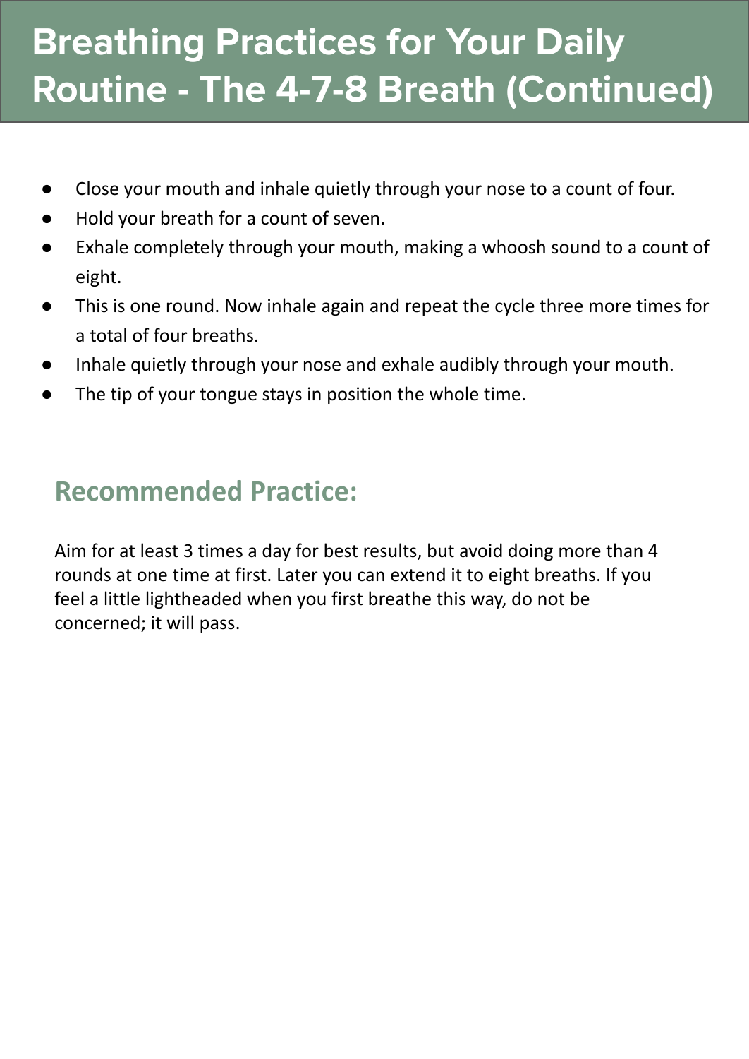# Breathing Practices for Your Daily Routine - The 4-7-8 Breath (Continued)

- Close your mouth and inhale quietly through your nose to a count of four.
- Hold your breath for a count of seven.
- Exhale completely through your mouth, making a whoosh sound to a count of eight.
- This is one round. Now inhale again and repeat the cycle three more times for a total of four breaths.
- Inhale quietly through your nose and exhale audibly through your mouth.
- The tip of your tongue stays in position the whole time.

## Recommended Practice:

Aim for at least 3 times a day for best results, but avoid doing more than 4 rounds at one time at first. Later you can extend it to eight breaths. If you feel a little lightheaded when you first breathe this way, do not be concerned; it will pass.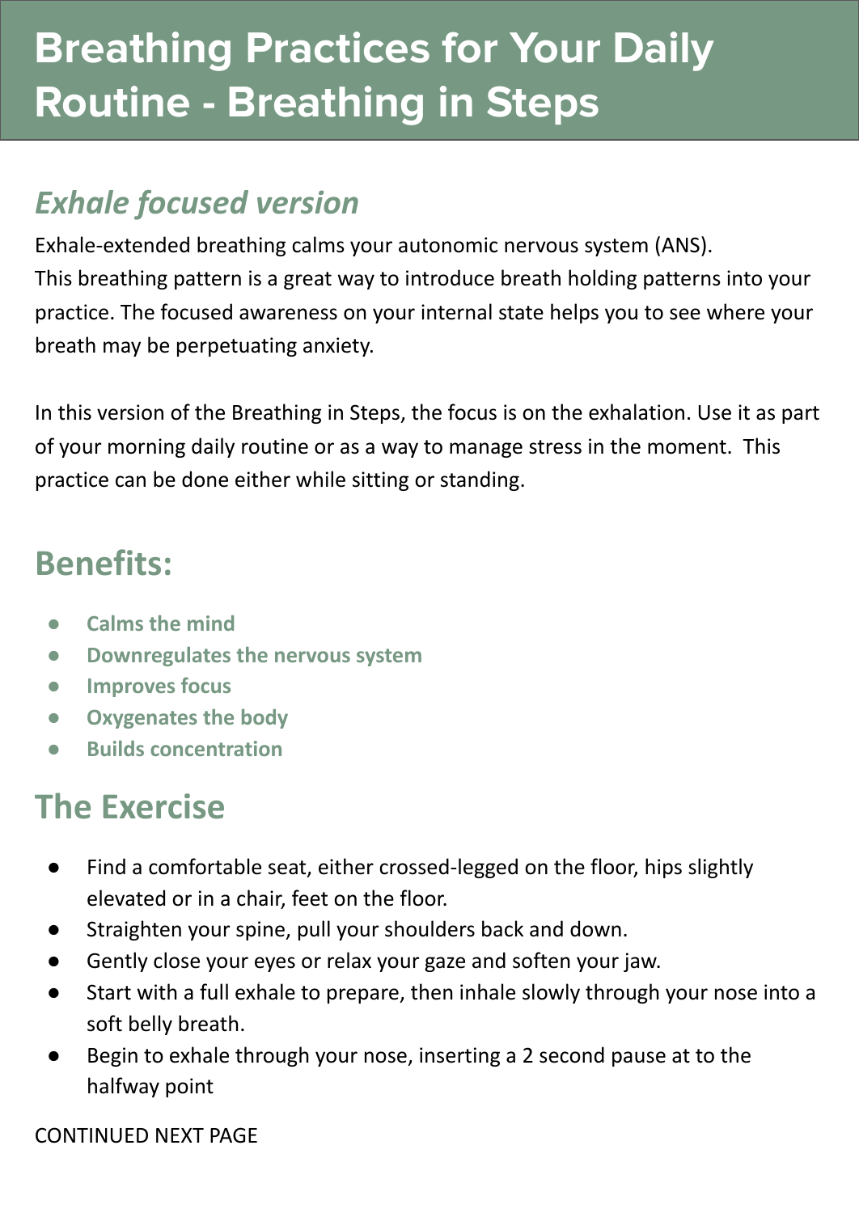# Breathing Practices for Your Daily Routine - Breathing in Steps

## *Exhale focused version*

Exhale-extended breathing calms your autonomic nervous system (ANS).
This breathing pattern is a great way to introduce breath holding patterns into your practice. The focused awareness on your internal state helps you to see where your breath may be perpetuating anxiety.

In this version of the Breathing in Steps, the focus is on the exhalation. Use it as part of your morning daily routine or as a way to manage stress in the moment. This practice can be done either while sitting or standing.

## Benefits:

- **Calms the mind**
- **Downregulates the nervous system**
- **Improves focus**
- **Oxygenates the body**
- **Builds concentration**

## The Exercise

- Find a comfortable seat, either crossed-legged on the floor, hips slightly elevated or in a chair, feet on the floor.
- Straighten your spine, pull your shoulders back and down.
- Gently close your eyes or relax your gaze and soften your jaw.
- Start with a full exhale to prepare, then inhale slowly through your nose into a soft belly breath.
- Begin to exhale through your nose, inserting a 2 second pause at to the halfway point

CONTINUED NEXT PAGE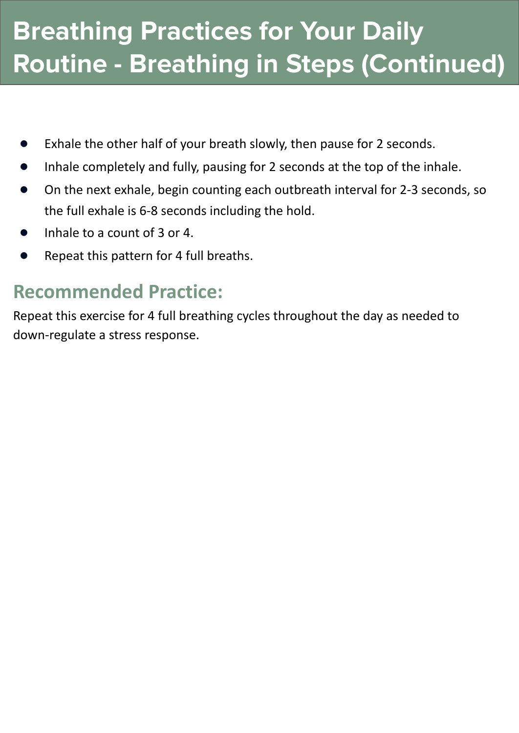# Breathing Practices for Your Daily Routine - Breathing in Steps (Continued)

- Exhale the other half of your breath slowly, then pause for 2 seconds.
- Inhale completely and fully, pausing for 2 seconds at the top of the inhale.
- On the next exhale, begin counting each outbreath interval for 2-3 seconds, so the full exhale is 6-8 seconds including the hold.
- Inhale to a count of 3 or 4.
- Repeat this pattern for 4 full breaths.

## Recommended Practice:

Repeat this exercise for 4 full breathing cycles throughout the day as needed to down-regulate a stress response.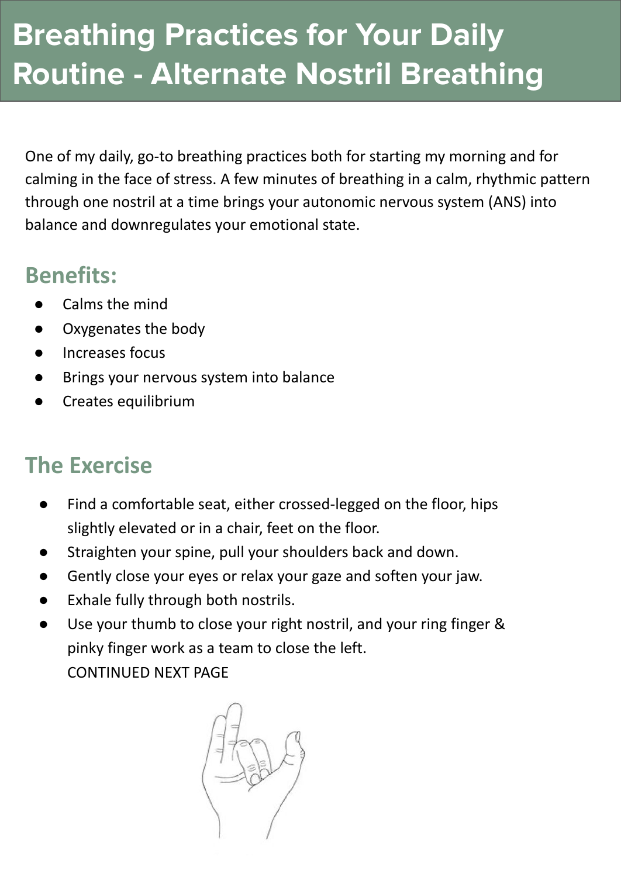# Breathing Practices for Your Daily Routine - Alternate Nostril Breathing

One of my daily, go-to breathing practices both for starting my morning and for calming in the face of stress. A few minutes of breathing in a calm, rhythmic pattern through one nostril at a time brings your autonomic nervous system (ANS) into balance and downregulates your emotional state.

## Benefits:

- Calms the mind
- Oxygenates the body
- Increases focus
- Brings your nervous system into balance
- Creates equilibrium

## The Exercise

- Find a comfortable seat, either crossed-legged on the floor, hips slightly elevated or in a chair, feet on the floor.
- Straighten your spine, pull your shoulders back and down.
- Gently close your eyes or relax your gaze and soften your jaw.
- Exhale fully through both nostrils.
- Use your thumb to close your right nostril, and your ring finger & pinky finger work as a team to close the left.
  CONTINUED NEXT PAGE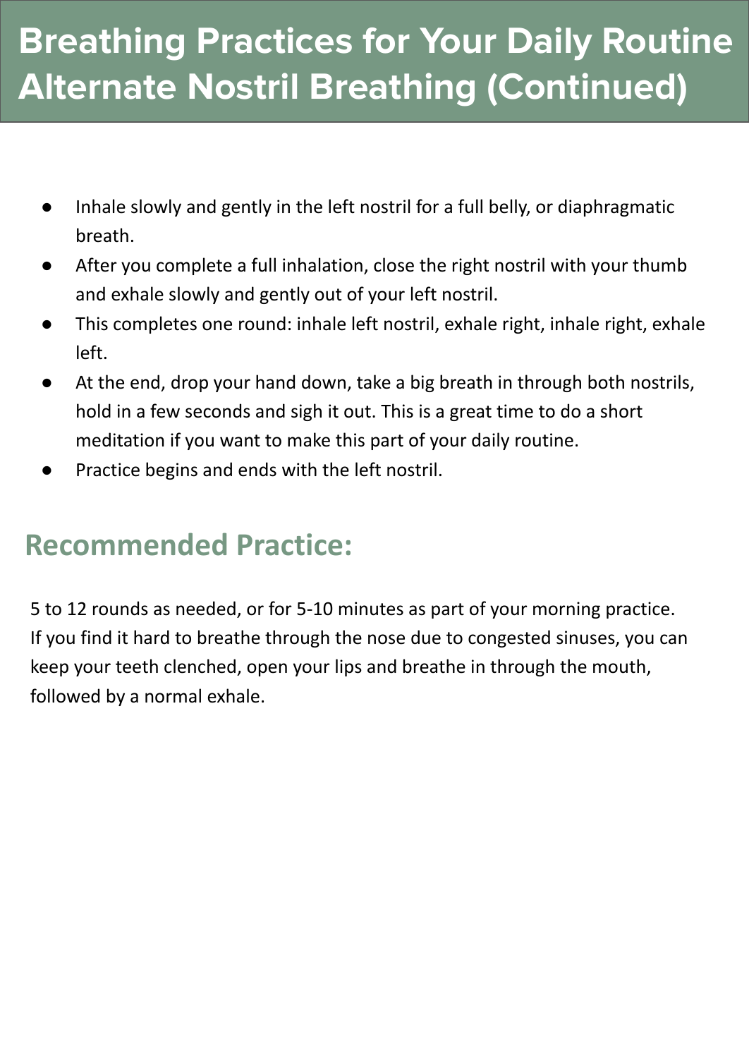# Breathing Practices for Your Daily Routine Alternate Nostril Breathing (Continued)

- Inhale slowly and gently in the left nostril for a full belly, or diaphragmatic breath.
- After you complete a full inhalation, close the right nostril with your thumb and exhale slowly and gently out of your left nostril.
- This completes one round: inhale left nostril, exhale right, inhale right, exhale left.
- At the end, drop your hand down, take a big breath in through both nostrils, hold in a few seconds and sigh it out. This is a great time to do a short meditation if you want to make this part of your daily routine.
- Practice begins and ends with the left nostril.

## Recommended Practice:

5 to 12 rounds as needed, or for 5-10 minutes as part of your morning practice. If you find it hard to breathe through the nose due to congested sinuses, you can keep your teeth clenched, open your lips and breathe in through the mouth, followed by a normal exhale.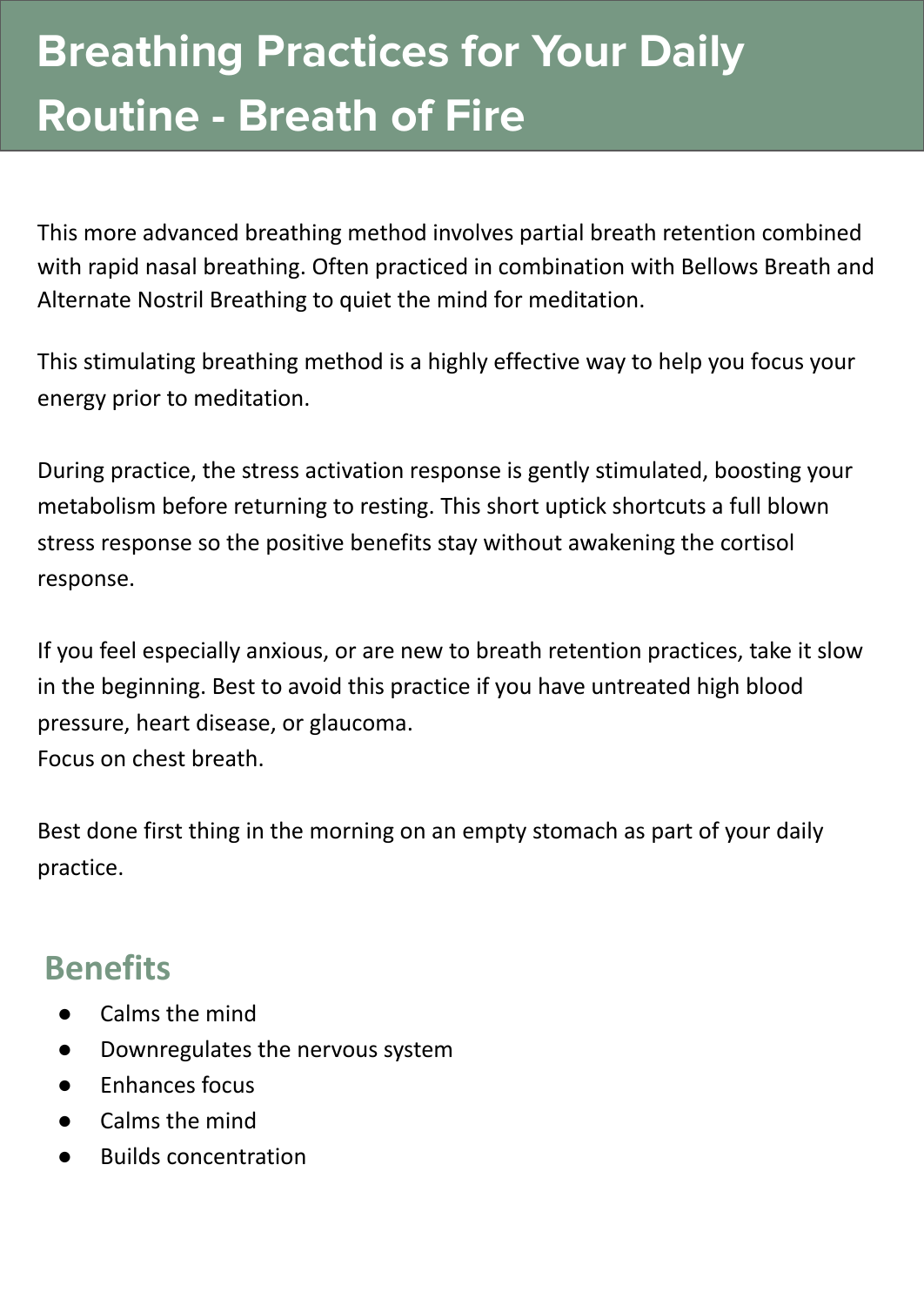# Breathing Practices for Your Daily Routine - Breath of Fire

This more advanced breathing method involves partial breath retention combined with rapid nasal breathing. Often practiced in combination with Bellows Breath and Alternate Nostril Breathing to quiet the mind for meditation.

This stimulating breathing method is a highly effective way to help you focus your energy prior to meditation.

During practice, the stress activation response is gently stimulated, boosting your metabolism before returning to resting. This short uptick shortcuts a full blown stress response so the positive benefits stay without awakening the cortisol response.

If you feel especially anxious, or are new to breath retention practices, take it slow in the beginning. Best to avoid this practice if you have untreated high blood pressure, heart disease, or glaucoma.
Focus on chest breath.

Best done first thing in the morning on an empty stomach as part of your daily practice.

## Benefits

- Calms the mind
- Downregulates the nervous system
- Enhances focus
- Calms the mind
- Builds concentration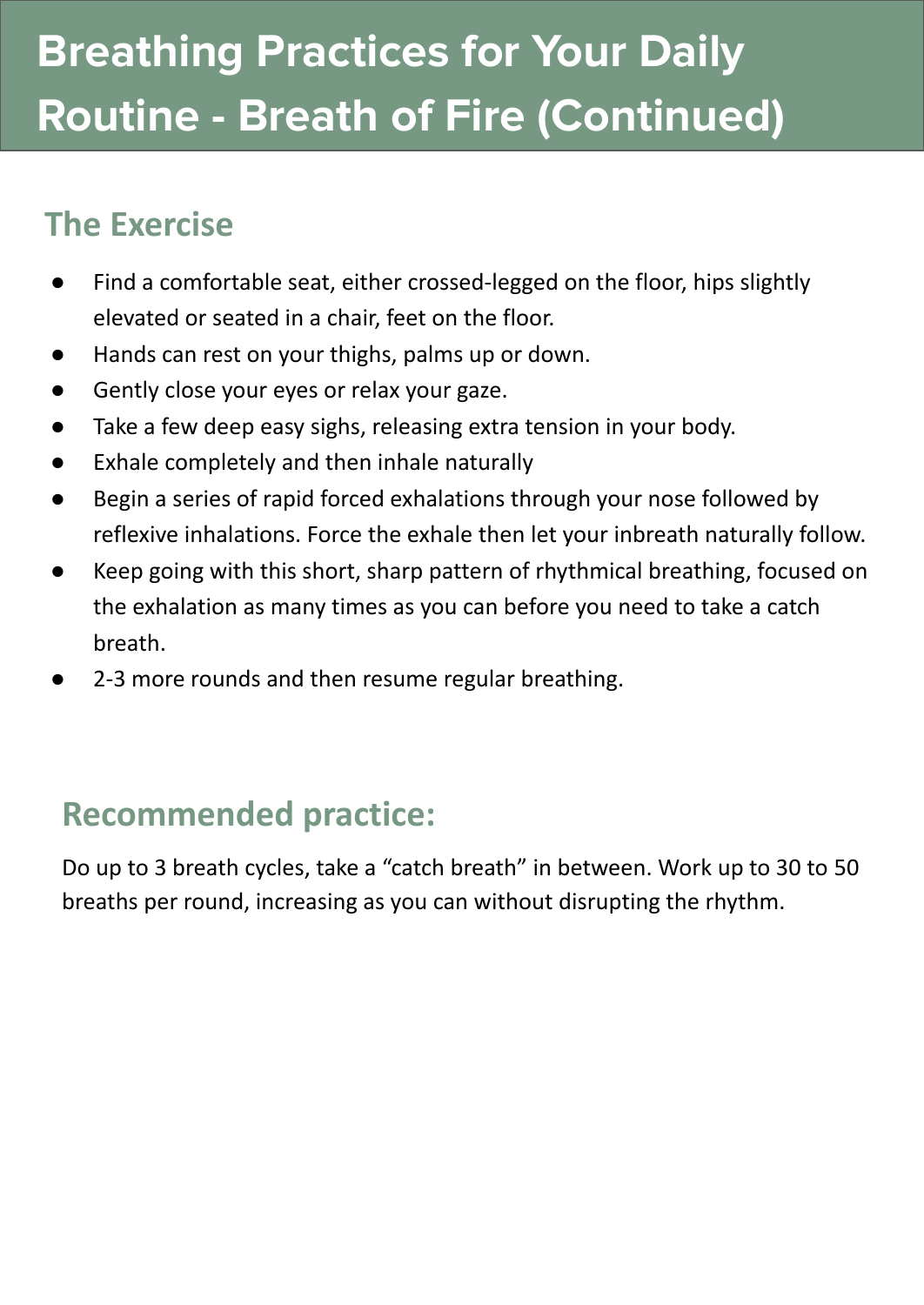# Breathing Practices for Your Daily Routine - Breath of Fire (Continued)

## The Exercise

- Find a comfortable seat, either crossed-legged on the floor, hips slightly elevated or seated in a chair, feet on the floor.
- Hands can rest on your thighs, palms up or down.
- Gently close your eyes or relax your gaze.
- Take a few deep easy sighs, releasing extra tension in your body.
- Exhale completely and then inhale naturally
- Begin a series of rapid forced exhalations through your nose followed by reflexive inhalations. Force the exhale then let your inbreath naturally follow.
- Keep going with this short, sharp pattern of rhythmical breathing, focused on the exhalation as many times as you can before you need to take a catch breath.
- 2-3 more rounds and then resume regular breathing.

## Recommended practice:

Do up to 3 breath cycles, take a "catch breath" in between. Work up to 30 to 50 breaths per round, increasing as you can without disrupting the rhythm.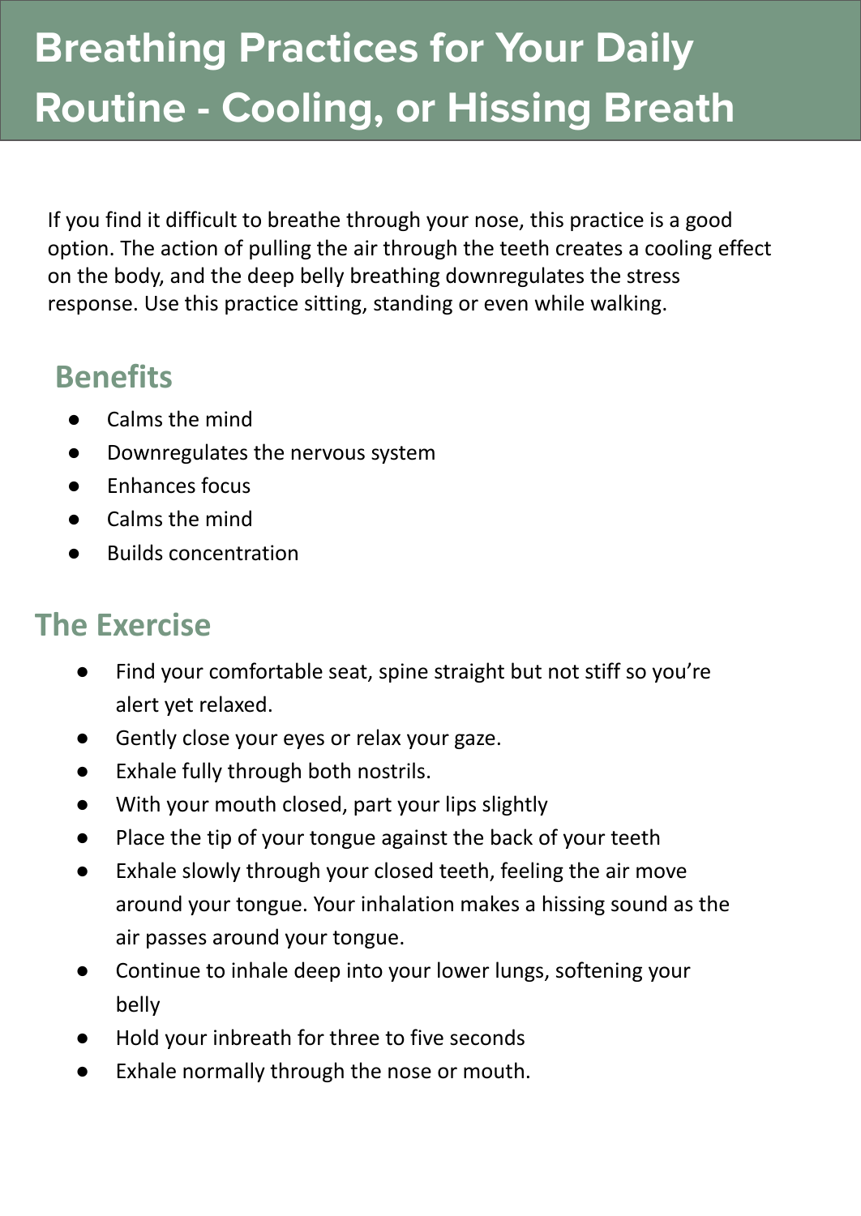# Breathing Practices for Your Daily Routine - Cooling, or Hissing Breath

If you find it difficult to breathe through your nose, this practice is a good option. The action of pulling the air through the teeth creates a cooling effect on the body, and the deep belly breathing downregulates the stress response. Use this practice sitting, standing or even while walking.

## Benefits

- Calms the mind
- Downregulates the nervous system
- Enhances focus
- Calms the mind
- Builds concentration

## The Exercise

- Find your comfortable seat, spine straight but not stiff so you're alert yet relaxed.
- Gently close your eyes or relax your gaze.
- Exhale fully through both nostrils.
- With your mouth closed, part your lips slightly
- Place the tip of your tongue against the back of your teeth
- Exhale slowly through your closed teeth, feeling the air move around your tongue. Your inhalation makes a hissing sound as the air passes around your tongue.
- Continue to inhale deep into your lower lungs, softening your belly
- Hold your inbreath for three to five seconds
- Exhale normally through the nose or mouth.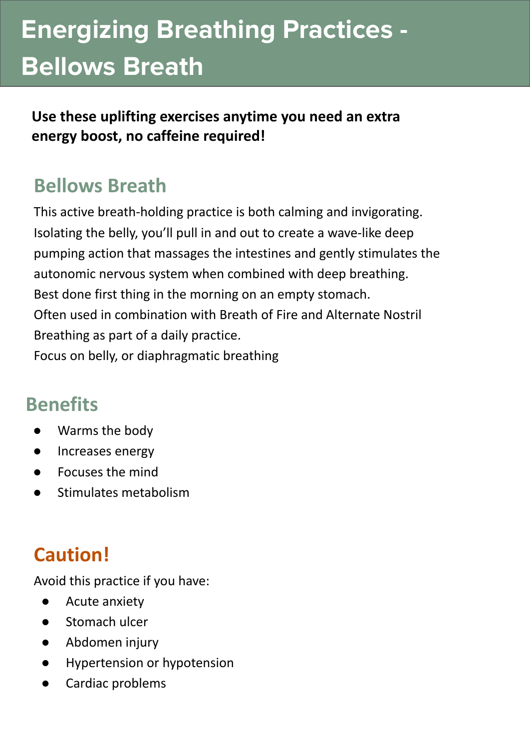# Energizing Breathing Practices - Bellows Breath

**Use these uplifting exercises anytime you need an extra energy boost, no caffeine required!**

## Bellows Breath

This active breath-holding practice is both calming and invigorating. Isolating the belly, you'll pull in and out to create a wave-like deep pumping action that massages the intestines and gently stimulates the autonomic nervous system when combined with deep breathing.
Best done first thing in the morning on an empty stomach.
Often used in combination with Breath of Fire and Alternate Nostril Breathing as part of a daily practice.
Focus on belly, or diaphragmatic breathing

## Benefits

- Warms the body
- Increases energy
- Focuses the mind
- Stimulates metabolism

## Caution!

Avoid this practice if you have:

- Acute anxiety
- Stomach ulcer
- Abdomen injury
- Hypertension or hypotension
- Cardiac problems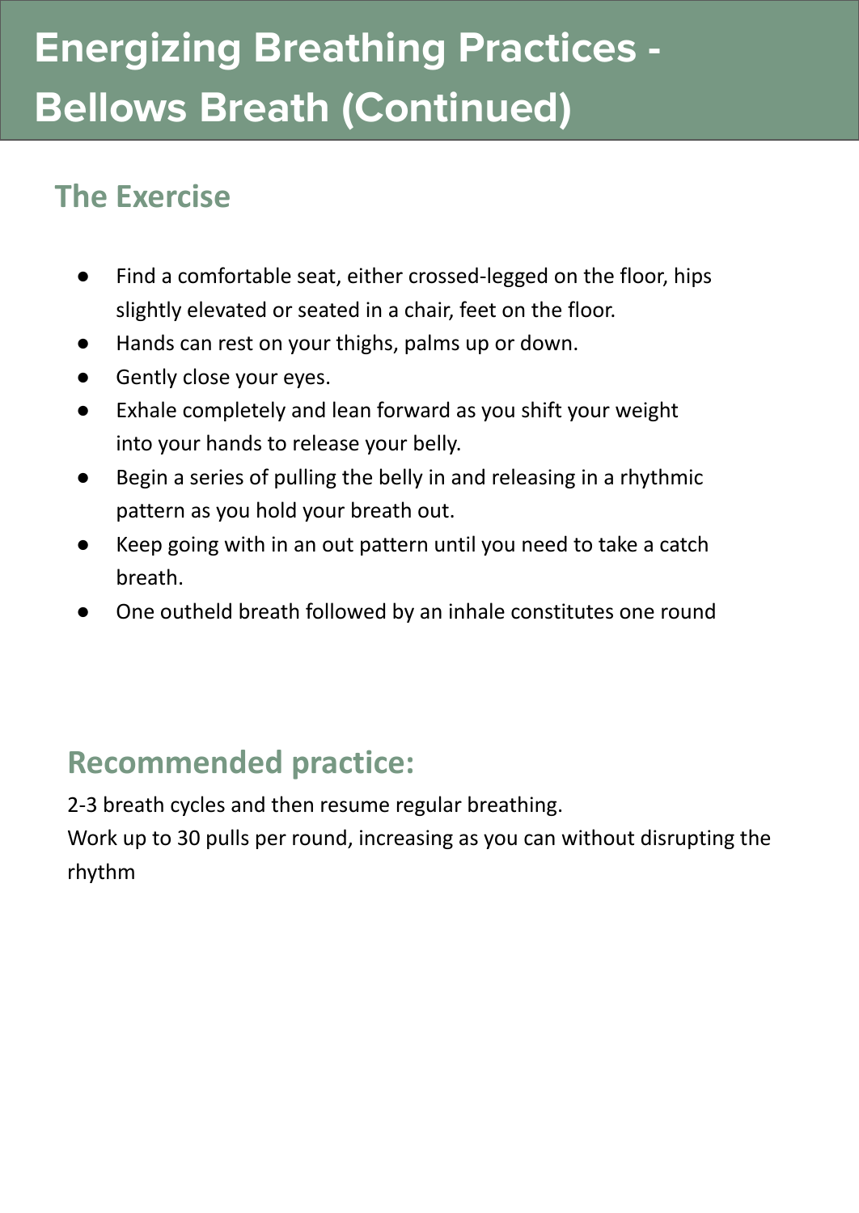# Energizing Breathing Practices - Bellows Breath (Continued)

## The Exercise

- Find a comfortable seat, either crossed-legged on the floor, hips slightly elevated or seated in a chair, feet on the floor.
- Hands can rest on your thighs, palms up or down.
- Gently close your eyes.
- Exhale completely and lean forward as you shift your weight into your hands to release your belly.
- Begin a series of pulling the belly in and releasing in a rhythmic pattern as you hold your breath out.
- Keep going with in an out pattern until you need to take a catch breath.
- One outheld breath followed by an inhale constitutes one round

## Recommended practice:

2-3 breath cycles and then resume regular breathing.
Work up to 30 pulls per round, increasing as you can without disrupting the rhythm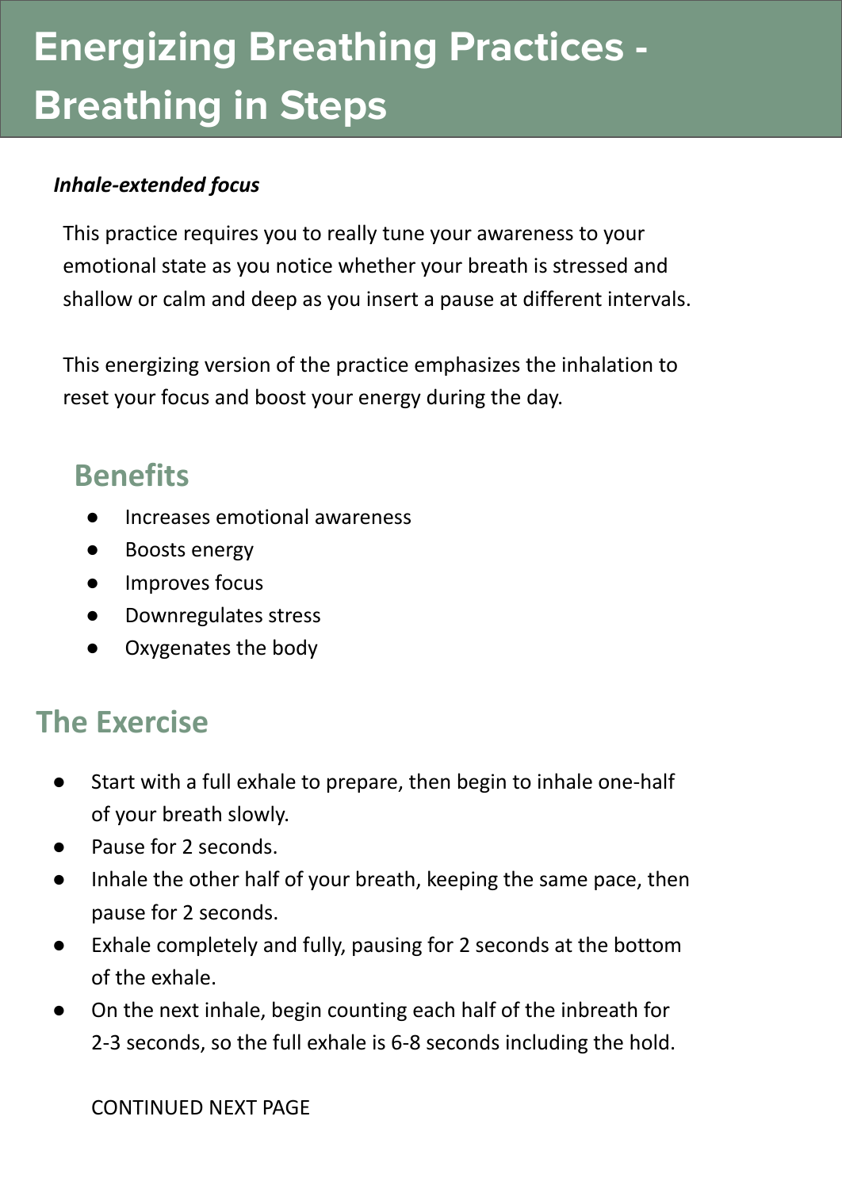# Energizing Breathing Practices - Breathing in Steps

***Inhale-extended focus***

This practice requires you to really tune your awareness to your emotional state as you notice whether your breath is stressed and shallow or calm and deep as you insert a pause at different intervals.

This energizing version of the practice emphasizes the inhalation to reset your focus and boost your energy during the day.

## Benefits

- Increases emotional awareness
- Boosts energy
- Improves focus
- Downregulates stress
- Oxygenates the body

## The Exercise

- Start with a full exhale to prepare, then begin to inhale one-half of your breath slowly.
- Pause for 2 seconds.
- Inhale the other half of your breath, keeping the same pace, then pause for 2 seconds.
- Exhale completely and fully, pausing for 2 seconds at the bottom of the exhale.
- On the next inhale, begin counting each half of the inbreath for 2-3 seconds, so the full exhale is 6-8 seconds including the hold.

CONTINUED NEXT PAGE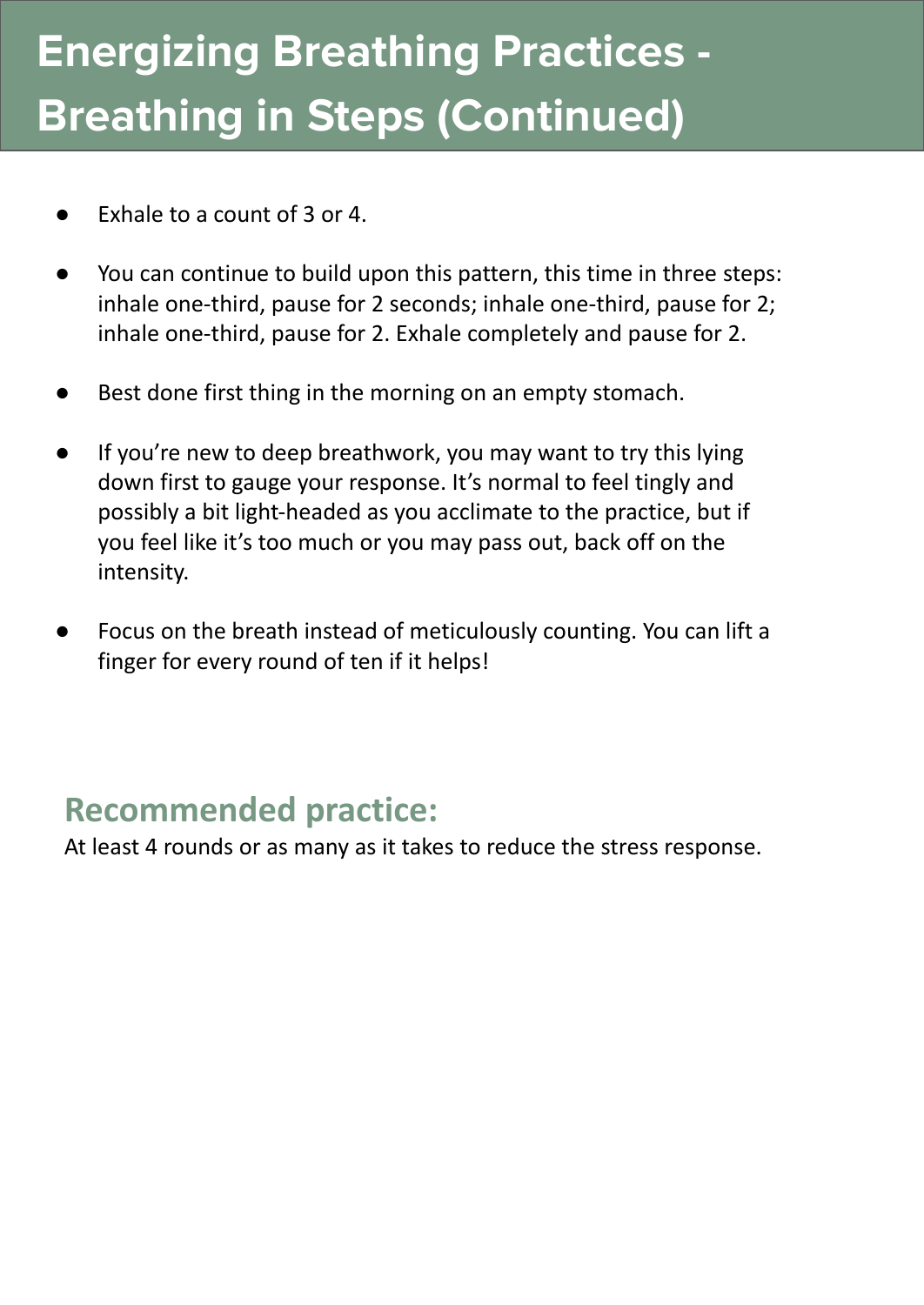# Energizing Breathing Practices - Breathing in Steps (Continued)

- Exhale to a count of 3 or 4.
- You can continue to build upon this pattern, this time in three steps: inhale one-third, pause for 2 seconds; inhale one-third, pause for 2; inhale one-third, pause for 2. Exhale completely and pause for 2.
- Best done first thing in the morning on an empty stomach.
- If you're new to deep breathwork, you may want to try this lying down first to gauge your response. It's normal to feel tingly and possibly a bit light-headed as you acclimate to the practice, but if you feel like it's too much or you may pass out, back off on the intensity.
- Focus on the breath instead of meticulously counting. You can lift a finger for every round of ten if it helps!

## Recommended practice:

At least 4 rounds or as many as it takes to reduce the stress response.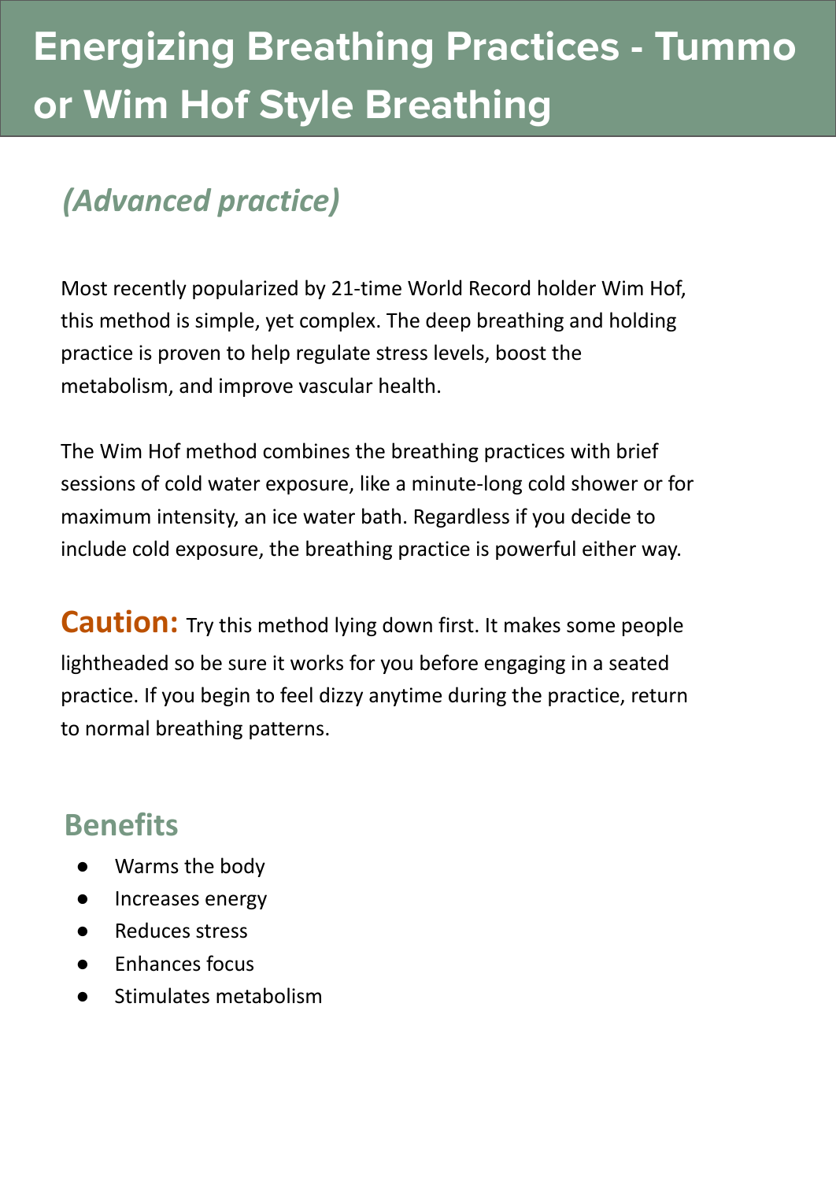# Energizing Breathing Practices - Tummo or Wim Hof Style Breathing

## *(Advanced practice)*

Most recently popularized by 21-time World Record holder Wim Hof, this method is simple, yet complex. The deep breathing and holding practice is proven to help regulate stress levels, boost the metabolism, and improve vascular health.

The Wim Hof method combines the breathing practices with brief sessions of cold water exposure, like a minute-long cold shower or for maximum intensity, an ice water bath. Regardless if you decide to include cold exposure, the breathing practice is powerful either way.

**Caution:** Try this method lying down first. It makes some people lightheaded so be sure it works for you before engaging in a seated practice. If you begin to feel dizzy anytime during the practice, return to normal breathing patterns.

### Benefits

- Warms the body
- Increases energy
- Reduces stress
- Enhances focus
- Stimulates metabolism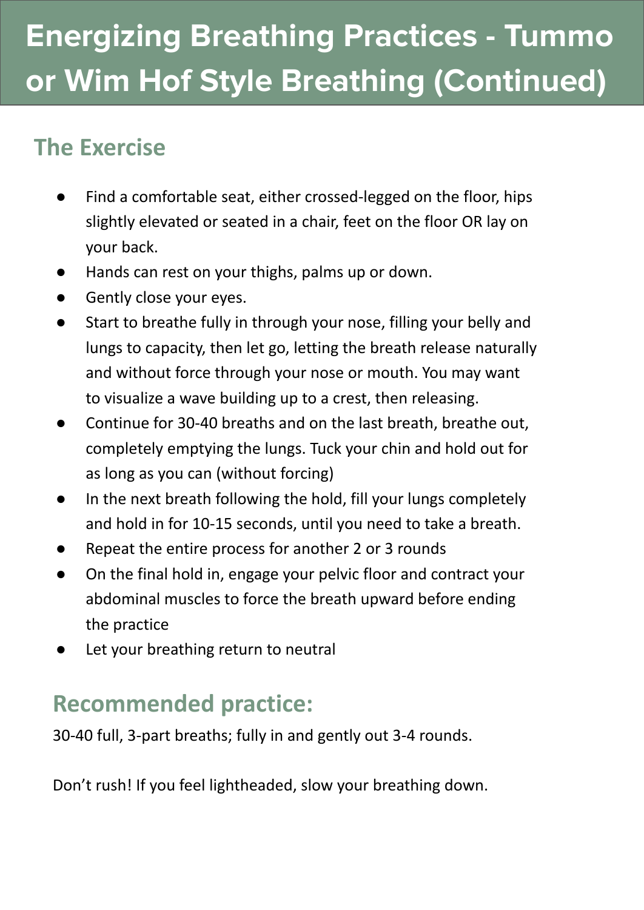# Energizing Breathing Practices - Tummo or Wim Hof Style Breathing (Continued)

## The Exercise

- Find a comfortable seat, either crossed-legged on the floor, hips slightly elevated or seated in a chair, feet on the floor OR lay on your back.
- Hands can rest on your thighs, palms up or down.
- Gently close your eyes.
- Start to breathe fully in through your nose, filling your belly and lungs to capacity, then let go, letting the breath release naturally and without force through your nose or mouth. You may want to visualize a wave building up to a crest, then releasing.
- Continue for 30-40 breaths and on the last breath, breathe out, completely emptying the lungs. Tuck your chin and hold out for as long as you can (without forcing)
- In the next breath following the hold, fill your lungs completely and hold in for 10-15 seconds, until you need to take a breath.
- Repeat the entire process for another 2 or 3 rounds
- On the final hold in, engage your pelvic floor and contract your abdominal muscles to force the breath upward before ending the practice
- Let your breathing return to neutral

## Recommended practice:

30-40 full, 3-part breaths; fully in and gently out 3-4 rounds.

Don't rush! If you feel lightheaded, slow your breathing down.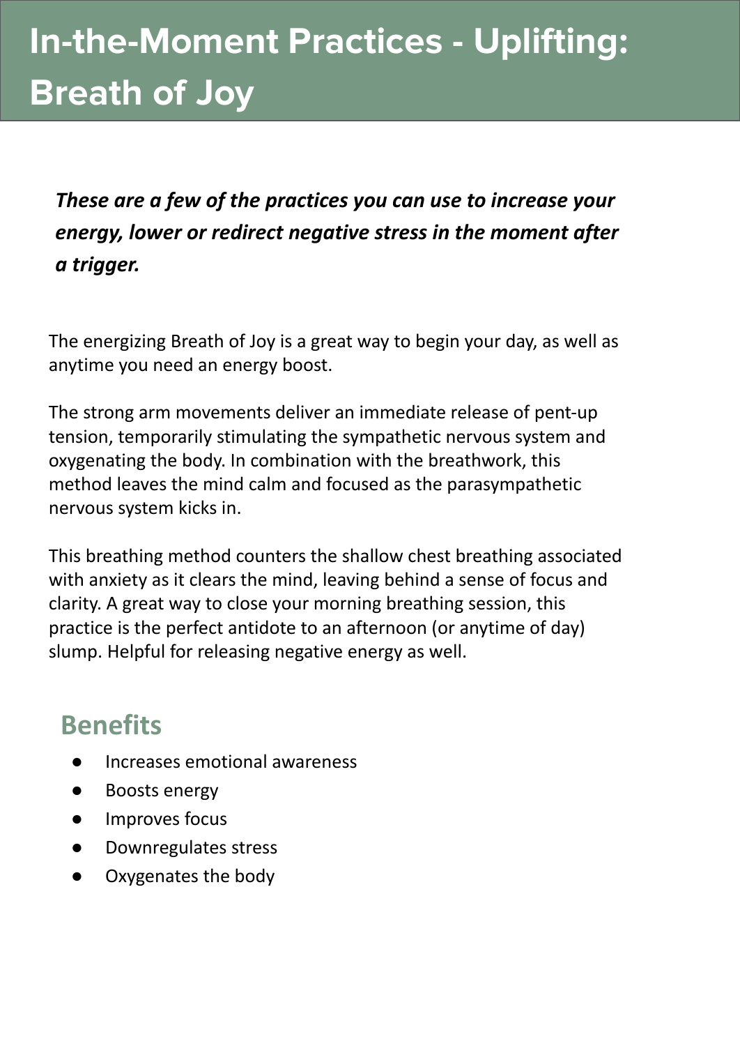# In-the-Moment Practices - Uplifting: Breath of Joy

***These are a few of the practices you can use to increase your energy, lower or redirect negative stress in the moment after a trigger.***

The energizing Breath of Joy is a great way to begin your day, as well as anytime you need an energy boost.

The strong arm movements deliver an immediate release of pent-up tension, temporarily stimulating the sympathetic nervous system and oxygenating the body. In combination with the breathwork, this method leaves the mind calm and focused as the parasympathetic nervous system kicks in.

This breathing method counters the shallow chest breathing associated with anxiety as it clears the mind, leaving behind a sense of focus and clarity. A great way to close your morning breathing session, this practice is the perfect antidote to an afternoon (or anytime of day) slump. Helpful for releasing negative energy as well.

## Benefits

- Increases emotional awareness
- Boosts energy
- Improves focus
- Downregulates stress
- Oxygenates the body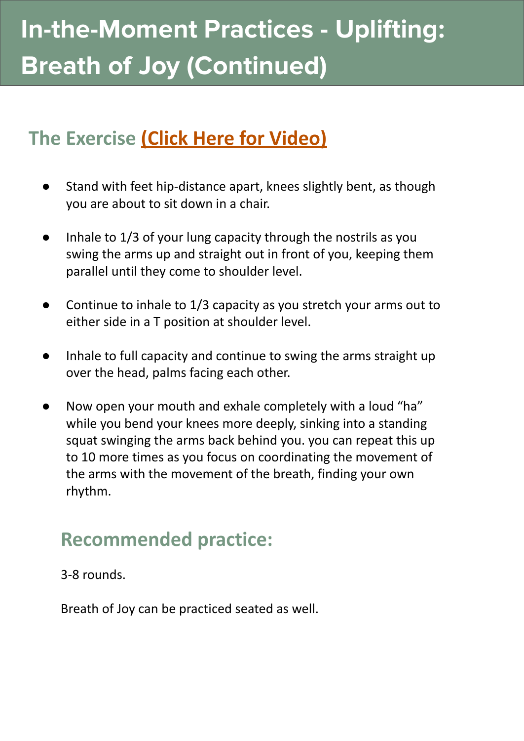# In-the-Moment Practices - Uplifting: Breath of Joy (Continued)

## The Exercise (Click Here for Video)

- Stand with feet hip-distance apart, knees slightly bent, as though you are about to sit down in a chair.
- Inhale to 1/3 of your lung capacity through the nostrils as you swing the arms up and straight out in front of you, keeping them parallel until they come to shoulder level.
- Continue to inhale to 1/3 capacity as you stretch your arms out to either side in a T position at shoulder level.
- Inhale to full capacity and continue to swing the arms straight up over the head, palms facing each other.
- Now open your mouth and exhale completely with a loud "ha" while you bend your knees more deeply, sinking into a standing squat swinging the arms back behind you. you can repeat this up to 10 more times as you focus on coordinating the movement of the arms with the movement of the breath, finding your own rhythm.

## Recommended practice:

3-8 rounds.

Breath of Joy can be practiced seated as well.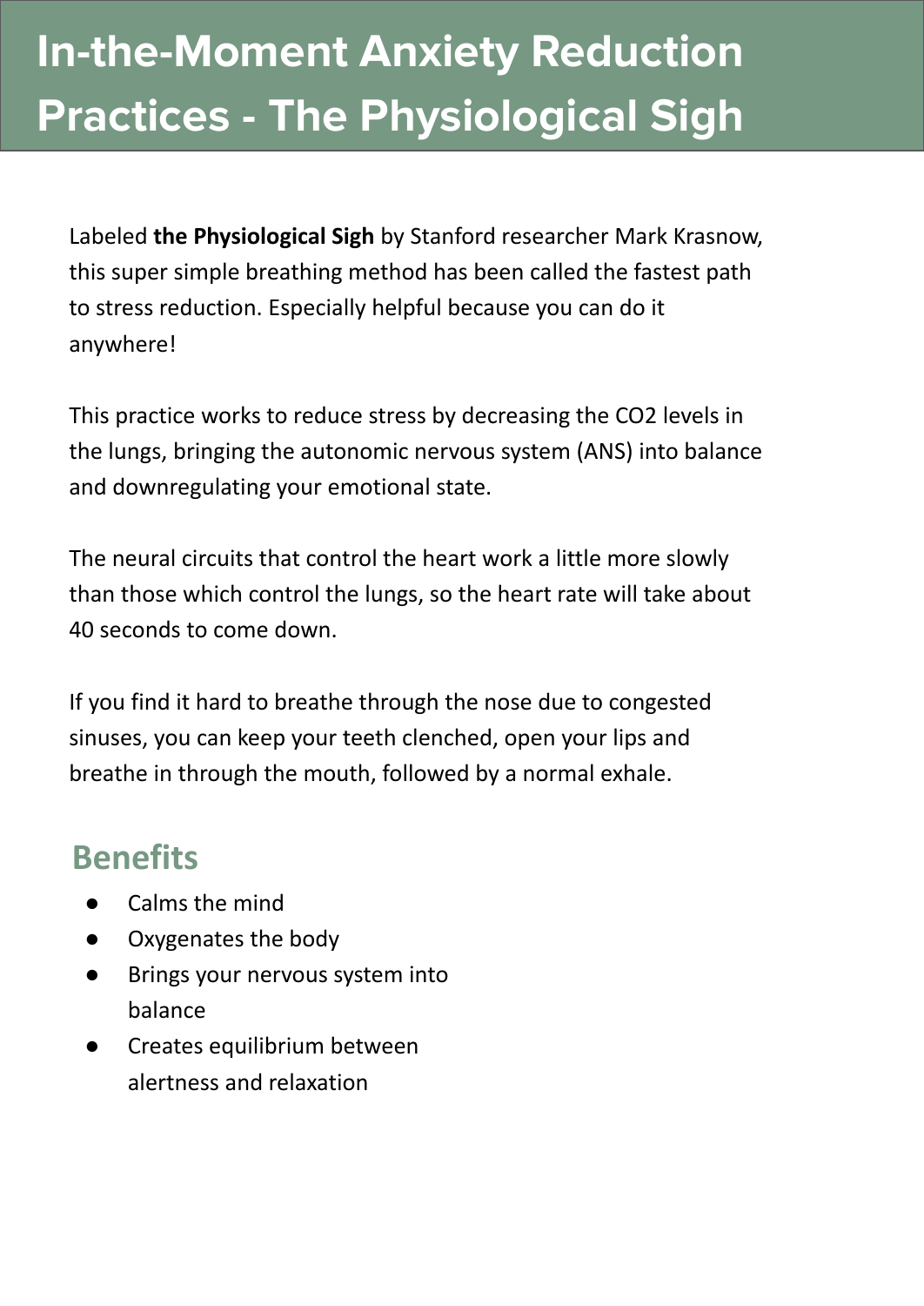# In-the-Moment Anxiety Reduction Practices - The Physiological Sigh

Labeled **the Physiological Sigh** by Stanford researcher Mark Krasnow, this super simple breathing method has been called the fastest path to stress reduction. Especially helpful because you can do it anywhere!

This practice works to reduce stress by decreasing the $CO_2$ levels in the lungs, bringing the autonomic nervous system (ANS) into balance and downregulating your emotional state.

The neural circuits that control the heart work a little more slowly than those which control the lungs, so the heart rate will take about 40 seconds to come down.

If you find it hard to breathe through the nose due to congested sinuses, you can keep your teeth clenched, open your lips and breathe in through the mouth, followed by a normal exhale.

## Benefits

- Calms the mind
- Oxygenates the body
- Brings your nervous system into balance
- Creates equilibrium between alertness and relaxation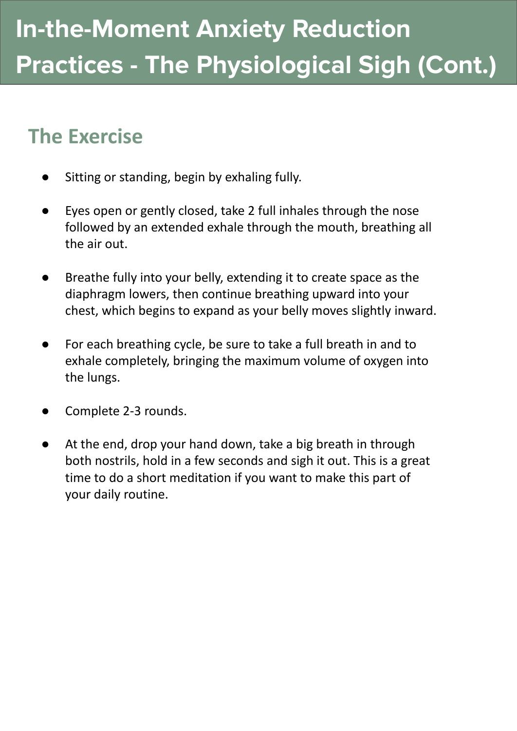# In-the-Moment Anxiety Reduction Practices - The Physiological Sigh (Cont.)

## The Exercise

- Sitting or standing, begin by exhaling fully.
- Eyes open or gently closed, take 2 full inhales through the nose followed by an extended exhale through the mouth, breathing all the air out.
- Breathe fully into your belly, extending it to create space as the diaphragm lowers, then continue breathing upward into your chest, which begins to expand as your belly moves slightly inward.
- For each breathing cycle, be sure to take a full breath in and to exhale completely, bringing the maximum volume of oxygen into the lungs.
- Complete 2-3 rounds.
- At the end, drop your hand down, take a big breath in through both nostrils, hold in a few seconds and sigh it out. This is a great time to do a short meditation if you want to make this part of your daily routine.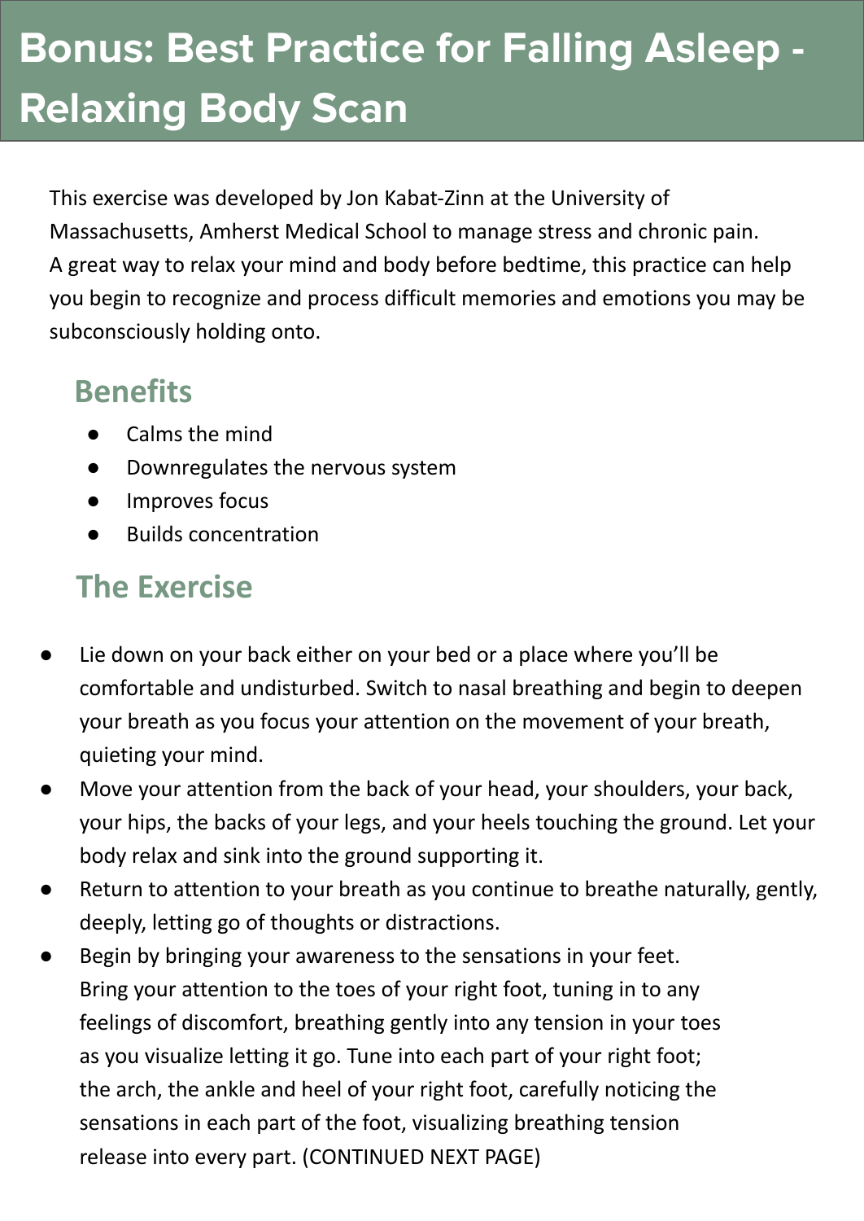# Bonus: Best Practice for Falling Asleep - Relaxing Body Scan

This exercise was developed by Jon Kabat-Zinn at the University of Massachusetts, Amherst Medical School to manage stress and chronic pain. A great way to relax your mind and body before bedtime, this practice can help you begin to recognize and process difficult memories and emotions you may be subconsciously holding onto.

## Benefits

- Calms the mind
- Downregulates the nervous system
- Improves focus
- Builds concentration

## The Exercise

- Lie down on your back either on your bed or a place where you'll be comfortable and undisturbed. Switch to nasal breathing and begin to deepen your breath as you focus your attention on the movement of your breath, quieting your mind.
- Move your attention from the back of your head, your shoulders, your back, your hips, the backs of your legs, and your heels touching the ground. Let your body relax and sink into the ground supporting it.
- Return to attention to your breath as you continue to breathe naturally, gently, deeply, letting go of thoughts or distractions.
- Begin by bringing your awareness to the sensations in your feet. Bring your attention to the toes of your right foot, tuning in to any feelings of discomfort, breathing gently into any tension in your toes as you visualize letting it go. Tune into each part of your right foot; the arch, the ankle and heel of your right foot, carefully noticing the sensations in each part of the foot, visualizing breathing tension release into every part. (CONTINUED NEXT PAGE)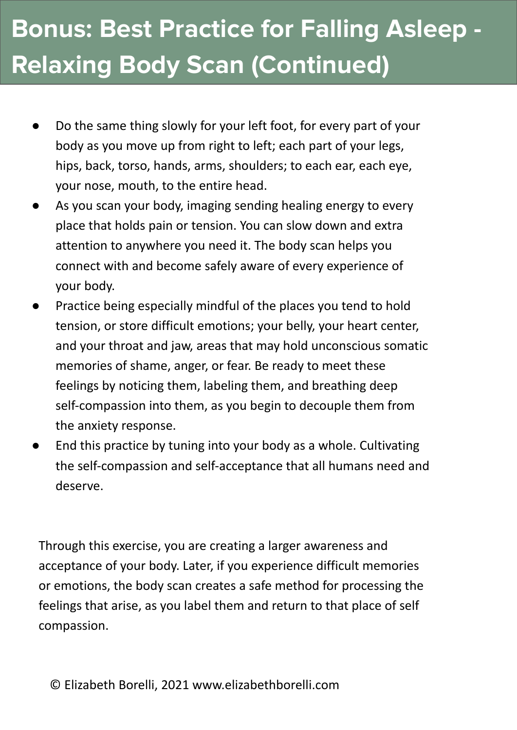# Bonus: Best Practice for Falling Asleep - Relaxing Body Scan (Continued)

- Do the same thing slowly for your left foot, for every part of your body as you move up from right to left; each part of your legs, hips, back, torso, hands, arms, shoulders; to each ear, each eye, your nose, mouth, to the entire head.
- As you scan your body, imaging sending healing energy to every place that holds pain or tension. You can slow down and extra attention to anywhere you need it. The body scan helps you connect with and become safely aware of every experience of your body.
- Practice being especially mindful of the places you tend to hold tension, or store difficult emotions; your belly, your heart center, and your throat and jaw, areas that may hold unconscious somatic memories of shame, anger, or fear. Be ready to meet these feelings by noticing them, labeling them, and breathing deep self-compassion into them, as you begin to decouple them from the anxiety response.
- End this practice by tuning into your body as a whole. Cultivating the self-compassion and self-acceptance that all humans need and deserve.

Through this exercise, you are creating a larger awareness and acceptance of your body. Later, if you experience difficult memories or emotions, the body scan creates a safe method for processing the feelings that arise, as you label them and return to that place of self compassion.

© Elizabeth Borelli, 2021 www.elizabethborelli.com